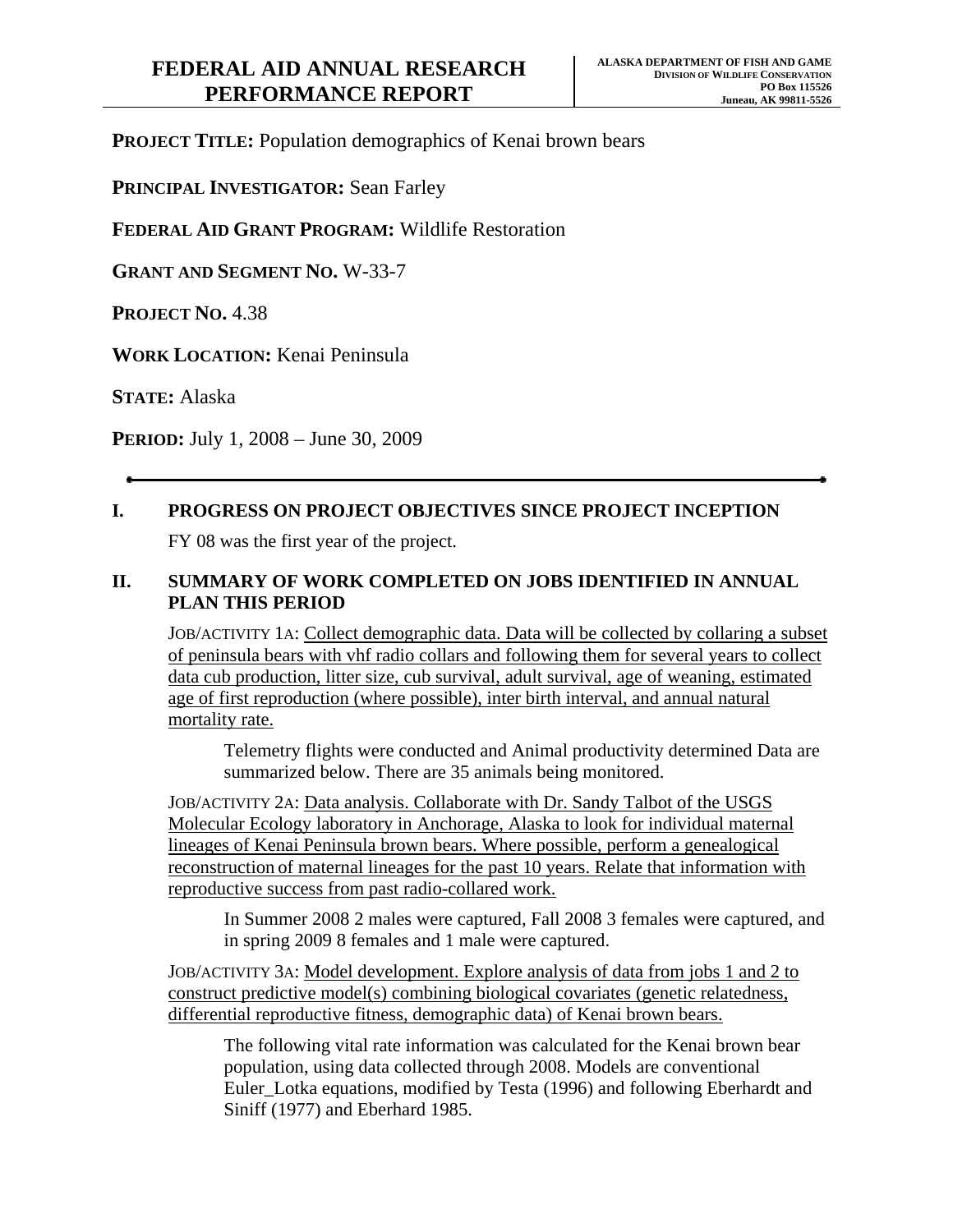# FEDERAL AID ANNUAL RESEARCH PERFORMANCE REPORT

**ALASKA DEPARTMENT OF FISH AND GAME**
**DIVISION OF WILDLIFE CONSERVATION**
**PO Box 115526**
**Juneau, AK 99811-5526**

**PROJECT TITLE:** Population demographics of Kenai brown bears

**PRINCIPAL INVESTIGATOR:** Sean Farley

**FEDERAL AID GRANT PROGRAM:** Wildlife Restoration

**GRANT AND SEGMENT NO.** W-33-7

**PROJECT NO.** 4.38

**WORK LOCATION:** Kenai Peninsula

**STATE:** Alaska

**PERIOD:** July 1, 2008 – June 30, 2009

---

## I. PROGRESS ON PROJECT OBJECTIVES SINCE PROJECT INCEPTION

FY 08 was the first year of the project.

## II. SUMMARY OF WORK COMPLETED ON JOBS IDENTIFIED IN ANNUAL PLAN THIS PERIOD

JOB/ACTIVITY 1A: <u>Collect demographic data. Data will be collected by collaring a subset of peninsula bears with vhf radio collars and following them for several years to collect data cub production, litter size, cub survival, adult survival, age of weaning, estimated age of first reproduction (where possible), inter birth interval, and annual natural mortality rate.</u>

Telemetry flights were conducted and Animal productivity determined Data are summarized below. There are 35 animals being monitored.

JOB/ACTIVITY 2A: <u>Data analysis. Collaborate with Dr. Sandy Talbot of the USGS Molecular Ecology laboratory in Anchorage, Alaska to look for individual maternal lineages of Kenai Peninsula brown bears. Where possible, perform a genealogical reconstruction of maternal lineages for the past 10 years. Relate that information with reproductive success from past radio-collared work.</u>

In Summer 2008 2 males were captured, Fall 2008 3 females were captured, and in spring 2009 8 females and 1 male were captured.

JOB/ACTIVITY 3A: <u>Model development. Explore analysis of data from jobs 1 and 2 to construct predictive model(s) combining biological covariates (genetic relatedness, differential reproductive fitness, demographic data) of Kenai brown bears.</u>

The following vital rate information was calculated for the Kenai brown bear population, using data collected through 2008. Models are conventional Euler_Lotka equations, modified by Testa (1996) and following Eberhardt and Siniff (1977) and Eberhard 1985.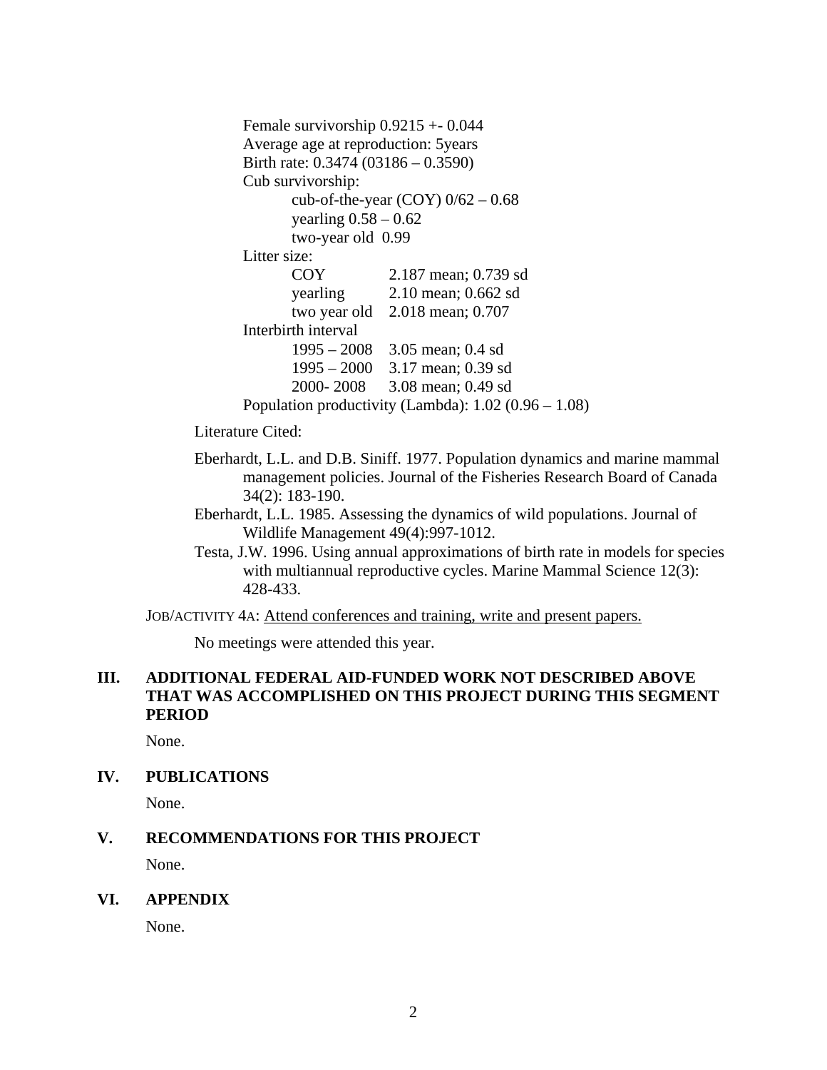Female survivorship 0.9215 +- 0.044
Average age at reproduction: 5years
Birth rate: 0.3474 (03186 – 0.3590)
Cub survivorship:
- cub-of-the-year (COY) 0/62 – 0.68
- yearling 0.58 – 0.62
- two-year old 0.99

Litter size:

| | |
|---|---|
| COY | 2.187 mean; 0.739 sd |
| yearling | 2.10 mean; 0.662 sd |
| two year old | 2.018 mean; 0.707 |

Interbirth interval

| | |
|---|---|
| 1995 – 2008 | 3.05 mean; 0.4 sd |
| 1995 – 2000 | 3.17 mean; 0.39 sd |
| 2000- 2008 | 3.08 mean; 0.49 sd |

Population productivity (Lambda): 1.02 (0.96 – 1.08)

Literature Cited:

Eberhardt, L.L. and D.B. Siniff. 1977. Population dynamics and marine mammal management policies. Journal of the Fisheries Research Board of Canada 34(2): 183-190.

Eberhardt, L.L. 1985. Assessing the dynamics of wild populations. Journal of Wildlife Management 49(4):997-1012.

Testa, J.W. 1996. Using annual approximations of birth rate in models for species with multiannual reproductive cycles. Marine Mammal Science 12(3): 428-433.

JOB/ACTIVITY 4A: Attend conferences and training, write and present papers.

No meetings were attended this year.

## III. ADDITIONAL FEDERAL AID-FUNDED WORK NOT DESCRIBED ABOVE THAT WAS ACCOMPLISHED ON THIS PROJECT DURING THIS SEGMENT PERIOD

None.

## IV. PUBLICATIONS

None.

## V. RECOMMENDATIONS FOR THIS PROJECT

None.

## VI. APPENDIX

None.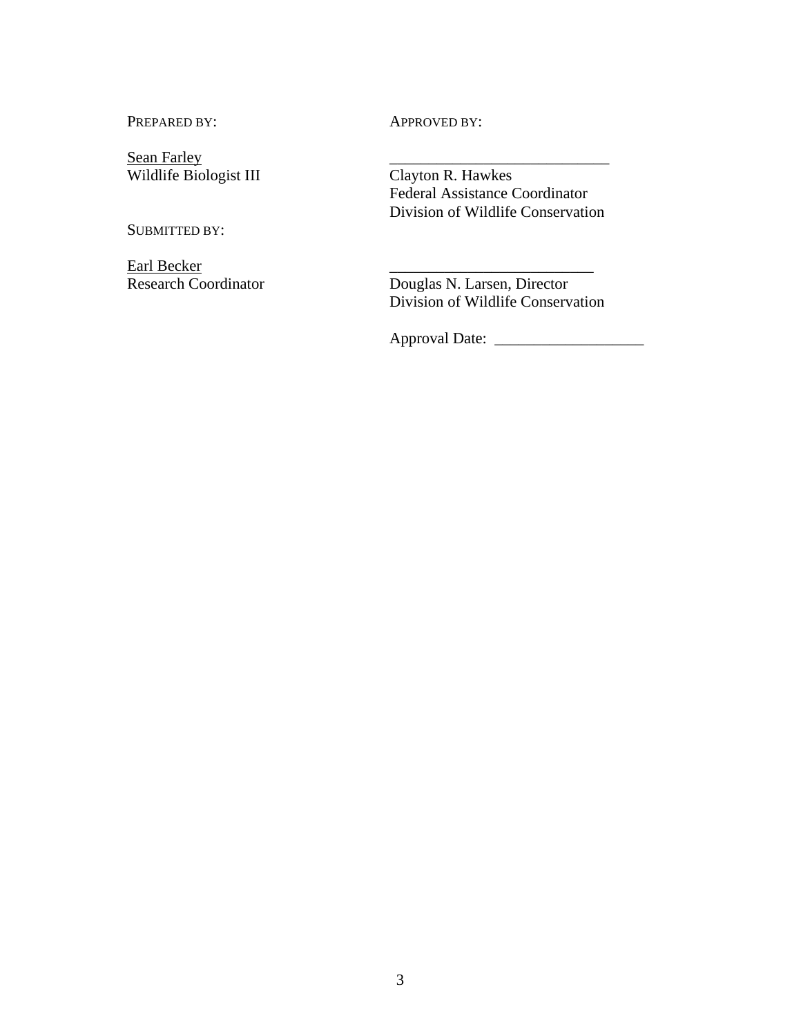PREPARED BY:

Sean Farley
Wildlife Biologist III

SUBMITTED BY:

Earl Becker
Research Coordinator

APPROVED BY:

____________________________
Clayton R. Hawkes
Federal Assistance Coordinator
Division of Wildlife Conservation

__________________________
Douglas N. Larsen, Director
Division of Wildlife Conservation

Approval Date: ___________________